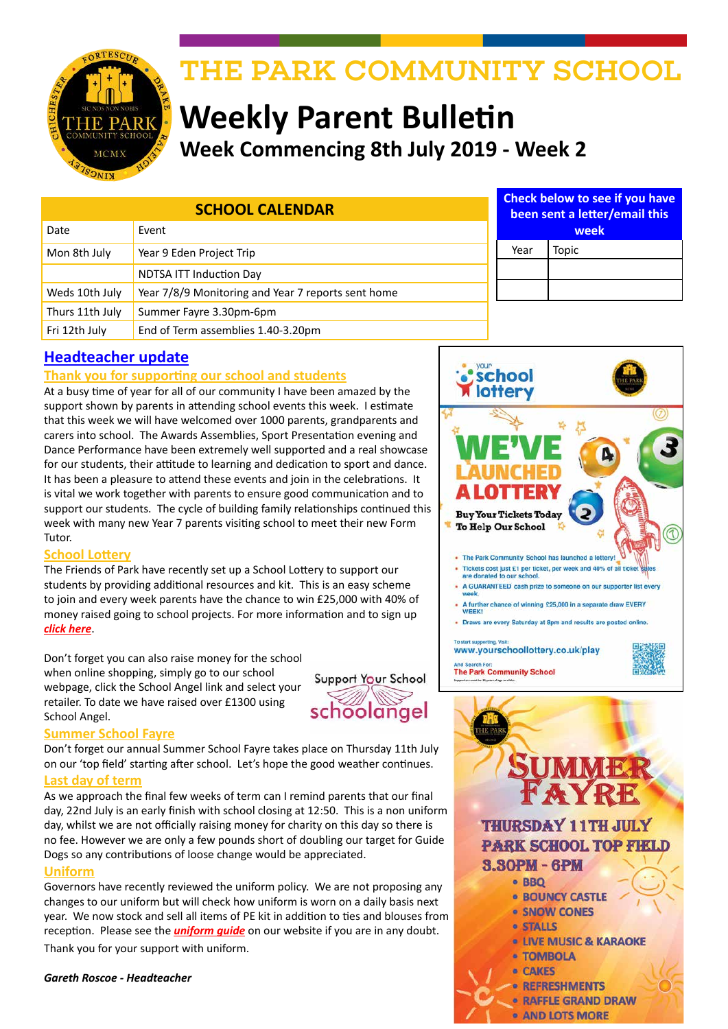# THE PARK COMMUNITY SCHOOL

# Weekly Parent Bulletin

## Week Commencing 8th July 2019 - Week 2

| SCHOOL CALENDAR | |
|---|---|
| Date | Event |
| Mon 8th July | Year 9 Eden Project Trip |
| | NDTSA ITT Induction Day |
| Weds 10th July | Year 7/8/9 Monitoring and Year 7 reports sent home |
| Thurs 11th July | Summer Fayre 3.30pm-6pm |
| Fri 12th July | End of Term assemblies 1.40-3.20pm |

| Check below to see if you have been sent a letter/email this week | |
|---|---|
| Year | Topic |
| | |
| | |

## Headteacher update

### Thank you for supporting our school and students

At a busy time of year for all of our community I have been amazed by the support shown by parents in attending school events this week. I estimate that this week we will have welcomed over 1000 parents, grandparents and carers into school. The Awards Assemblies, Sport Presentation evening and Dance Performance have been extremely well supported and a real showcase for our students, their attitude to learning and dedication to sport and dance. It has been a pleasure to attend these events and join in the celebrations. It is vital we work together with parents to ensure good communication and to support our students. The cycle of building family relationships continued this week with many new Year 7 parents visiting school to meet their new Form Tutor.

### School Lottery

The Friends of Park have recently set up a School Lottery to support our students by providing additional resources and kit. This is an easy scheme to join and every week parents have the chance to win £25,000 with 40% of money raised going to school projects. For more information and to sign up ***click here***.

Don't forget you can also raise money for the school when online shopping, simply go to our school webpage, click the School Angel link and select your retailer. To date we have raised over £1300 using School Angel.

Support Your School
schoolangel

### Summer School Fayre

Don't forget our annual Summer School Fayre takes place on Thursday 11th July on our 'top field' starting after school. Let's hope the good weather continues.

### Last day of term

As we approach the final few weeks of term can I remind parents that our final day, 22nd July is an early finish with school closing at 12:50. This is a non uniform day, whilst we are not officially raising money for charity on this day so there is no fee. However we are only a few pounds short of doubling our target for Guide Dogs so any contributions of loose change would be appreciated.

### Uniform

Governors have recently reviewed the uniform policy. We are not proposing any changes to our uniform but will check how uniform is worn on a daily basis next year. We now stock and sell all items of PE kit in addition to ties and blouses from reception. Please see the ***uniform guide*** on our website if you are in any doubt.

Thank you for your support with uniform.

***Gareth Roscoe - Headteacher***

---

your school lottery

**WE'VE LAUNCHED A LOTTERY**

**Buy Your Tickets Today To Help Our School**

- The Park Community School has launched a lottery!
- Tickets cost just £1 per ticket, per week and 40% of all ticket sales are donated to our school.
- A GUARANTEED cash prize to someone on our supporter list every week.
- A further chance of winning £25,000 in a separate draw EVERY WEEK!
- Draws are every Saturday at 8pm and results are posted online.

To start supporting, Visit: www.yourschoollottery.co.uk/play

And Search For: The Park Community School

---

**SUMMER FAYRE**

**THURSDAY 11TH JULY**
**PARK SCHOOL TOP FIELD**
**3.30PM - 6PM**

- BBQ
- BOUNCY CASTLE
- SNOW CONES
- STALLS
- LIVE MUSIC & KARAOKE
- TOMBOLA
- CAKES
- REFRESHMENTS
- RAFFLE GRAND DRAW
- AND LOTS MORE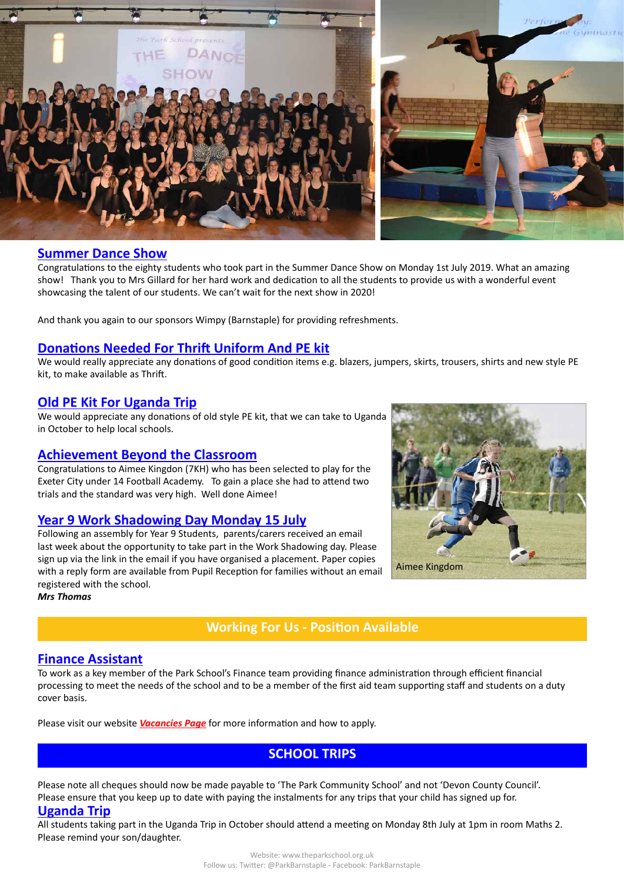## Summer Dance Show

Congratulations to the eighty students who took part in the Summer Dance Show on Monday 1st July 2019. What an amazing show! Thank you to Mrs Gillard for her hard work and dedication to all the students to provide us with a wonderful event showcasing the talent of our students. We can't wait for the next show in 2020!

And thank you again to our sponsors Wimpy (Barnstaple) for providing refreshments.

## Donations Needed For Thrift Uniform And PE kit

We would really appreciate any donations of good condition items e.g. blazers, jumpers, skirts, trousers, shirts and new style PE kit, to make available as Thrift.

## Old PE Kit For Uganda Trip

We would appreciate any donations of old style PE kit, that we can take to Uganda in October to help local schools.

## Achievement Beyond the Classroom

Congratulations to Aimee Kingdon (7KH) who has been selected to play for the Exeter City under 14 Football Academy. To gain a place she had to attend two trials and the standard was very high. Well done Aimee!

Aimee Kingdom

## Year 9 Work Shadowing Day Monday 15 July

Following an assembly for Year 9 Students, parents/carers received an email last week about the opportunity to take part in the Work Shadowing day. Please sign up the link in the email if you have organised a placement. Paper copies with a reply form are available from Pupil Reception for families without an email registered with the school.

***Mrs Thomas***

# Working For Us - Position Available

## Finance Assistant

To work as a key member of the Park School's Finance team providing finance administration through efficient financial processing to meet the needs of the school and to be a member of the first aid team supporting staff and students on a duty cover basis.

Please visit our website ***Vacancies Page*** for more information and how to apply.

# SCHOOL TRIPS

Please note all cheques should now be made payable to 'The Park Community School' and not 'Devon County Council'. Please ensure that you keep up to date with paying the instalments for any trips that your child has signed up for.

## Uganda Trip

All students taking part in the Uganda Trip in October should attend a meeting on Monday 8th July at 1pm in room Maths 2. Please remind your son/daughter.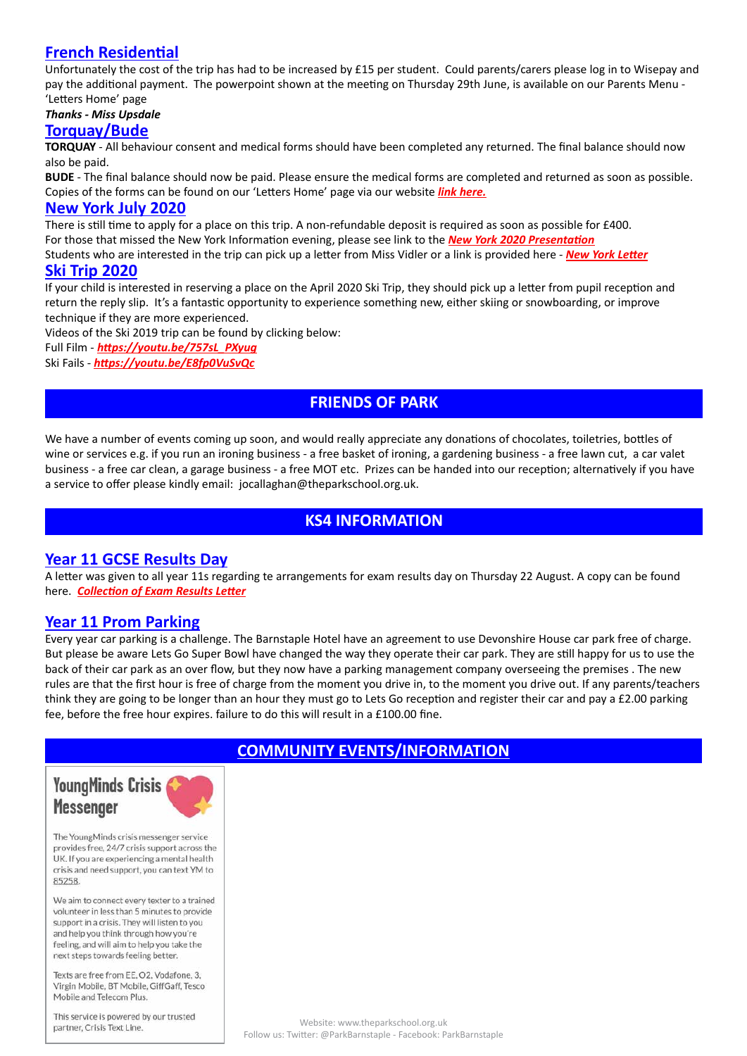## French Residential

Unfortunately the cost of the trip has had to be increased by £15 per student. Could parents/carers please log in to Wisepay and pay the additional payment. The powerpoint shown at the meeting on Thursday 29th June, is available on our Parents Menu - 'Letters Home' page

***Thanks - Miss Upsdale***

## Torquay/Bude

**TORQUAY** - All behaviour consent and medical forms should have been completed any returned. The final balance should now also be paid.

**BUDE** - The final balance should now be paid. Please ensure the medical forms are completed and returned as soon as possible. Copies of the forms can be found on our 'Letters Home' page via our website ***link here.***

## New York July 2020

There is still time to apply for a place on this trip. A non-refundable deposit is required as soon as possible for £400.

For those that missed the New York Information evening, please see link to the ***New York 2020 Presentation***

Students who are interested in the trip can pick up a letter from Miss Vidler or a link is provided here - ***New York Letter***

## Ski Trip 2020

If your child is interested in reserving a place on the April 2020 Ski Trip, they should pick up a letter from pupil reception and return the reply slip. It's a fantastic opportunity to experience something new, either skiing or snowboarding, or improve technique if they are more experienced.

Videos of the Ski 2019 trip can be found by clicking below:

Full Film - ***https://youtu.be/757sL_PXyug***

Ski Fails - ***https://youtu.be/E8fp0VuSvQc***

# FRIENDS OF PARK

We have a number of events coming up soon, and would really appreciate any donations of chocolates, toiletries, bottles of wine or services e.g. if you run an ironing business - a free basket of ironing, a gardening business - a free lawn cut, a car valet business - a free car clean, a garage business - a free MOT etc. Prizes can be handed into our reception; alternatively if you have a service to offer please kindly email: jocallaghan@theparkschool.org.uk.

# KS4 INFORMATION

## Year 11 GCSE Results Day

A letter was given to all year 11s regarding te arrangements for exam results day on Thursday 22 August. A copy can be found here. ***Collection of Exam Results Letter***

## Year 11 Prom Parking

Every year car parking is a challenge. The Barnstaple Hotel have an agreement to use Devonshire House car park free of charge. But please be aware Lets Go Super Bowl have changed the way they operate their car park. They are still happy for us to use the back of their car park as an over flow, but they now have a parking management company overseeing the premises . The new rules are that the first hour is free of charge from the moment you drive in, to the moment you drive out. If any parents/teachers think they are going to be longer than an hour they must go to Lets Go reception and register their car and pay a £2.00 parking fee, before the free hour expires. failure to do this will result in a £100.00 fine.

# COMMUNITY EVENTS/INFORMATION

### YoungMinds Crisis Messenger

The YoungMinds crisis messenger service provides free, 24/7 crisis support across the UK. If you are experiencing a mental health crisis and need support, you can text YM to 85258.

We aim to connect every texter to a trained volunteer in less than 5 minutes to provide support in a crisis. They will listen to you and help you think through how you're feeling, and will aim to help you take the next steps towards feeling better.

Texts are free from EE, O2, Vodafone, 3, Virgin Mobile, BT Mobile, GiffGaff, Tesco Mobile and Telecom Plus.

This service is powered by our trusted partner, Crisis Text Line.